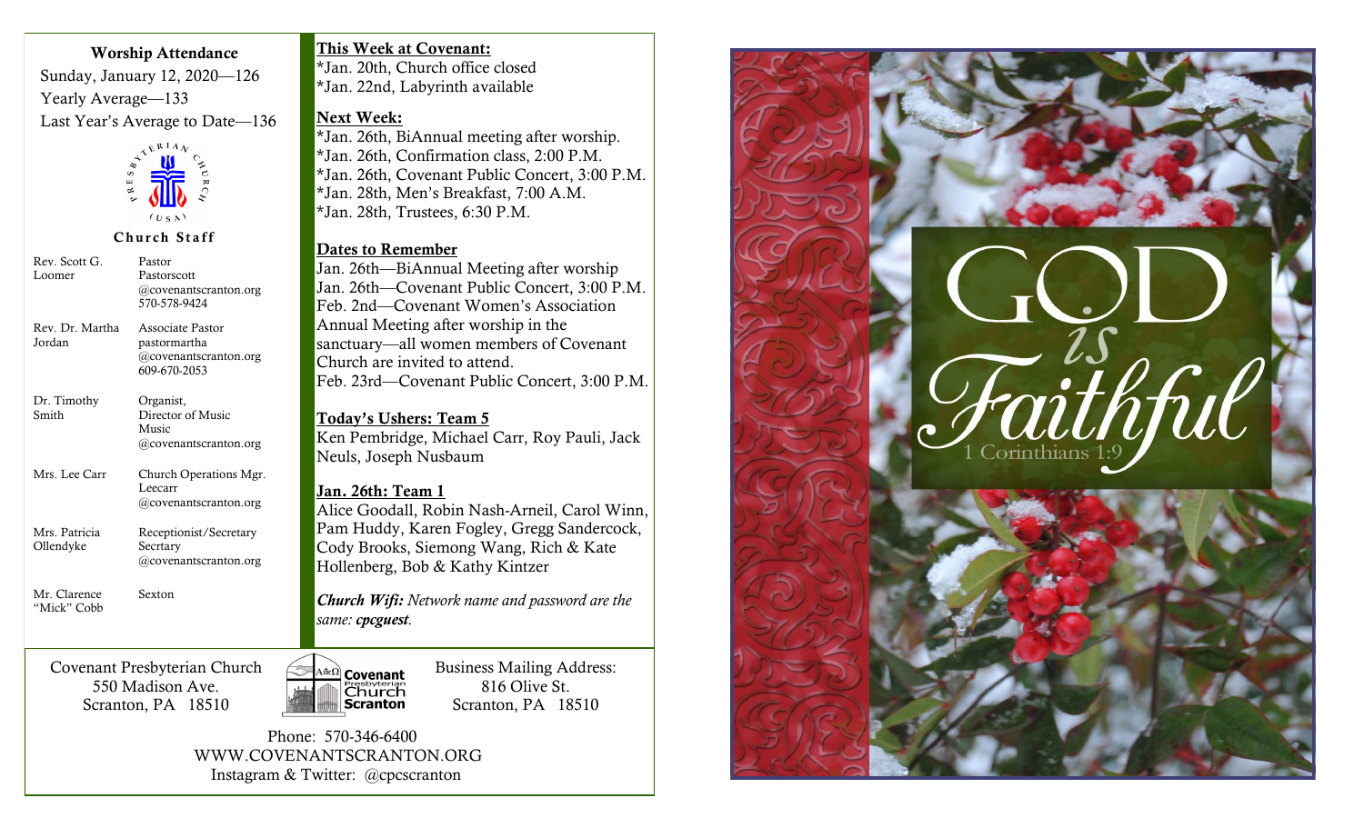**Worship Attendance**

Sunday, January 12, 2020—126

Yearly Average—133

Last Year's Average to Date—136

**Church Staff**

| | |
|---|---|
| Rev. Scott G. Loomer | Pastor<br>Pastorscott @covenantscranton.org<br>570-578-9424 |
| Rev. Dr. Martha Jordan | Associate Pastor<br>pastormartha @covenantscranton.org<br>609-670-2053 |
| Dr. Timothy Smith | Organist, Director of Music<br>Music @covenantscranton.org |
| Mrs. Lee Carr | Church Operations Mgr.<br>Leecarr @covenantscranton.org |
| Mrs. Patricia Ollendyke | Receptionist/Secretary<br>Secrtary @covenantscranton.org |
| Mr. Clarence "Mick" Cobb | Sexton |

**This Week at Covenant:**

*Jan. 20th, Church office closed
*Jan. 22nd, Labyrinth available

**Next Week:**

*Jan. 26th, BiAnnual meeting after worship.
*Jan. 26th, Confirmation class, 2:00 P.M.
*Jan. 26th, Covenant Public Concert, 3:00 P.M.
*Jan. 28th, Men's Breakfast, 7:00 A.M.
*Jan. 28th, Trustees, 6:30 P.M.

**Dates to Remember**

Jan. 26th—BiAnnual Meeting after worship
Jan. 26th—Covenant Public Concert, 3:00 P.M.
Feb. 2nd—Covenant Women's Association Annual Meeting after worship in the sanctuary—all women members of Covenant Church are invited to attend.
Feb. 23rd—Covenant Public Concert, 3:00 P.M.

**Today's Ushers: Team 5**

Ken Pembridge, Michael Carr, Roy Pauli, Jack Neuls, Joseph Nusbaum

**Jan. 26th: Team 1**

Alice Goodall, Robin Nash-Arneil, Carol Winn, Pam Huddy, Karen Fogley, Gregg Sandercock, Cody Brooks, Siemong Wang, Rich & Kate Hollenberg, Bob & Kathy Kintzer

***Church Wifi:*** *Network name and password are the same:* ***cpcguest****.*

Covenant Presbyterian Church
550 Madison Ave.
Scranton, PA 18510

Business Mailing Address:
816 Olive St.
Scranton, PA 18510

Phone: 570-346-6400
WWW.COVENANTSCRANTON.ORG
Instagram & Twitter: @cpcscranton

# GOD *is* Faithful

1 Corinthians 1:9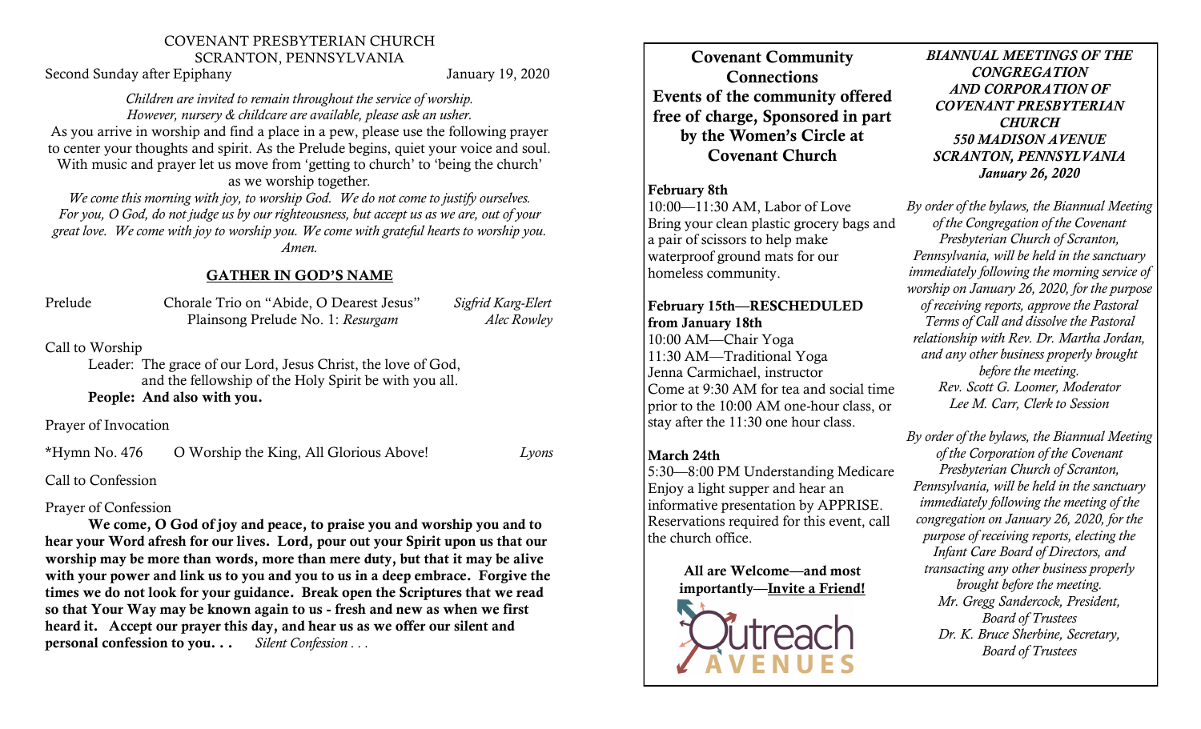COVENANT PRESBYTERIAN CHURCH
SCRANTON, PENNSYLVANIA

Second Sunday after Epiphany January 19, 2020

*Children are invited to remain throughout the service of worship. However, nursery & childcare are available, please ask an usher.*

As you arrive in worship and find a place in a pew, please use the following prayer to center your thoughts and spirit. As the Prelude begins, quiet your voice and soul. With music and prayer let us move from 'getting to church' to 'being the church' as we worship together.

*We come this morning with joy, to worship God. We do not come to justify ourselves. For you, O God, do not judge us by our righteousness, but accept us as we are, out of your great love. We come with joy to worship you. We come with grateful hearts to worship you. Amen.*

## GATHER IN GOD'S NAME

Prelude — Chorale Trio on "Abide, O Dearest Jesus" — *Sigfrid Karg-Elert*
Plainsong Prelude No. 1: *Resurgam* — *Alec Rowley*

Call to Worship

Leader: The grace of our Lord, Jesus Christ, the love of God, and the fellowship of the Holy Spirit be with you all.
**People: And also with you.**

Prayer of Invocation

*Hymn No. 476 — O Worship the King, All Glorious Above! — *Lyons*

Call to Confession

Prayer of Confession

**We come, O God of joy and peace, to praise you and worship you and to hear your Word afresh for our lives. Lord, pour out your Spirit upon us that our worship may be more than words, more than mere duty, but that it may be alive with your power and link us to you and you to us in a deep embrace. Forgive the times we do not look for your guidance. Break open the Scriptures that we read so that Your Way may be known again to us - fresh and new as when we first heard it. Accept our prayer this day, and hear us as we offer our silent and personal confession to you. . .** *Silent Confession . . .*

## Covenant Community Connections
## Events of the community offered free of charge, Sponsored in part by the Women's Circle at Covenant Church

**February 8th**
10:00—11:30 AM, Labor of Love
Bring your clean plastic grocery bags and a pair of scissors to help make waterproof ground mats for our homeless community.

**February 15th—RESCHEDULED from January 18th**
10:00 AM—Chair Yoga
11:30 AM—Traditional Yoga
Jenna Carmichael, instructor
Come at 9:30 AM for tea and social time prior to the 10:00 AM one-hour class, or stay after the 11:30 one hour class.

**March 24th**
5:30—8:00 PM Understanding Medicare
Enjoy a light supper and hear an informative presentation by APPRISE. Reservations required for this event, call the church office.

**All are Welcome—and most importantly—Invite a Friend!**

Outreach AVENUES

***BIANNUAL MEETINGS OF THE CONGREGATION AND CORPORATION OF COVENANT PRESBYTERIAN CHURCH***
***550 MADISON AVENUE***
***SCRANTON, PENNSYLVANIA***
***January 26, 2020***

*By order of the bylaws, the Biannual Meeting of the Congregation of the Covenant Presbyterian Church of Scranton, Pennsylvania, will be held in the sanctuary immediately following the morning service of worship on January 26, 2020, for the purpose of receiving reports, approve the Pastoral Terms of Call and dissolve the Pastoral relationship with Rev. Dr. Martha Jordan, and any other business properly brought before the meeting.*
*Rev. Scott G. Loomer, Moderator*
*Lee M. Carr, Clerk to Session*

*By order of the bylaws, the Biannual Meeting of the Corporation of the Covenant Presbyterian Church of Scranton, Pennsylvania, will be held in the sanctuary immediately following the meeting of the congregation on January 26, 2020, for the purpose of receiving reports, electing the Infant Care Board of Directors, and transacting any other business properly brought before the meeting.*
*Mr. Gregg Sandercock, President, Board of Trustees*
*Dr. K. Bruce Sherbine, Secretary, Board of Trustees*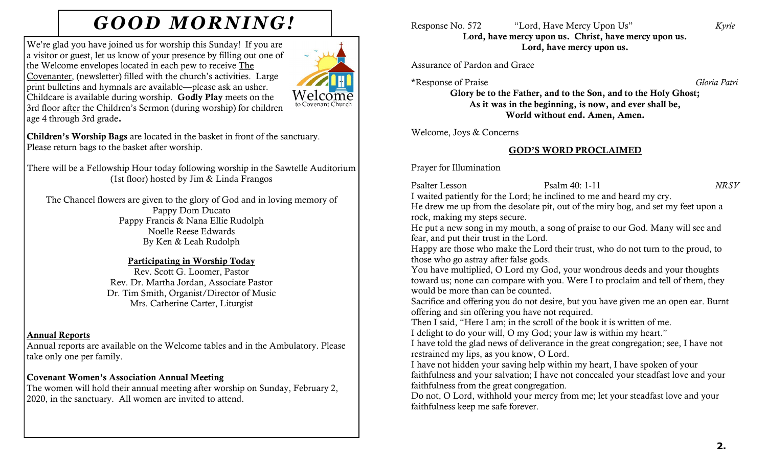# GOOD MORNING!

We're glad you have joined us for worship this Sunday! If you are a visitor or guest, let us know of your presence by filling out one of the Welcome envelopes located in each pew to receive The Covenanter, (newsletter) filled with the church's activities. Large print bulletins and hymnals are available—please ask an usher. Childcare is available during worship. **Godly Play** meets on the 3rd floor after the Children's Sermon (during worship) for children age 4 through 3rd grade**.**

Welcome to Covenant Church

**Children's Worship Bags** are located in the basket in front of the sanctuary. Please return bags to the basket after worship.

There will be a Fellowship Hour today following worship in the Sawtelle Auditorium (1st floor) hosted by Jim & Linda Frangos

The Chancel flowers are given to the glory of God and in loving memory of
Pappy Dom Ducato
Pappy Francis & Nana Ellie Rudolph
Noelle Reese Edwards
By Ken & Leah Rudolph

**Participating in Worship Today**
Rev. Scott G. Loomer, Pastor
Rev. Dr. Martha Jordan, Associate Pastor
Dr. Tim Smith, Organist/Director of Music
Mrs. Catherine Carter, Liturgist

**Annual Reports**
Annual reports are available on the Welcome tables and in the Ambulatory. Please take only one per family.

**Covenant Women's Association Annual Meeting**
The women will hold their annual meeting after worship on Sunday, February 2, 2020, in the sanctuary. All women are invited to attend.

Response No. 572 "Lord, Have Mercy Upon Us" *Kyrie*
**Lord, have mercy upon us. Christ, have mercy upon us.**
**Lord, have mercy upon us.**

Assurance of Pardon and Grace

*Response of Praise *Gloria Patri*
**Glory be to the Father, and to the Son, and to the Holy Ghost;**
**As it was in the beginning, is now, and ever shall be,**
**World without end. Amen, Amen.**

Welcome, Joys & Concerns

## GOD'S WORD PROCLAIMED

Prayer for Illumination

Psalter Lesson Psalm 40: 1-11 *NRSV*

I waited patiently for the Lord; he inclined to me and heard my cry.
He drew me up from the desolate pit, out of the miry bog, and set my feet upon a rock, making my steps secure.
He put a new song in my mouth, a song of praise to our God. Many will see and fear, and put their trust in the Lord.
Happy are those who make the Lord their trust, who do not turn to the proud, to those who go astray after false gods.
You have multiplied, O Lord my God, your wondrous deeds and your thoughts toward us; none can compare with you. Were I to proclaim and tell of them, they would be more than can be counted.
Sacrifice and offering you do not desire, but you have given me an open ear. Burnt offering and sin offering you have not required.
Then I said, "Here I am; in the scroll of the book it is written of me.
I delight to do your will, O my God; your law is within my heart."
I have told the glad news of deliverance in the great congregation; see, I have not restrained my lips, as you know, O Lord.
I have not hidden your saving help within my heart, I have spoken of your faithfulness and your salvation; I have not concealed your steadfast love and your faithfulness from the great congregation.
Do not, O Lord, withhold your mercy from me; let your steadfast love and your faithfulness keep me safe forever.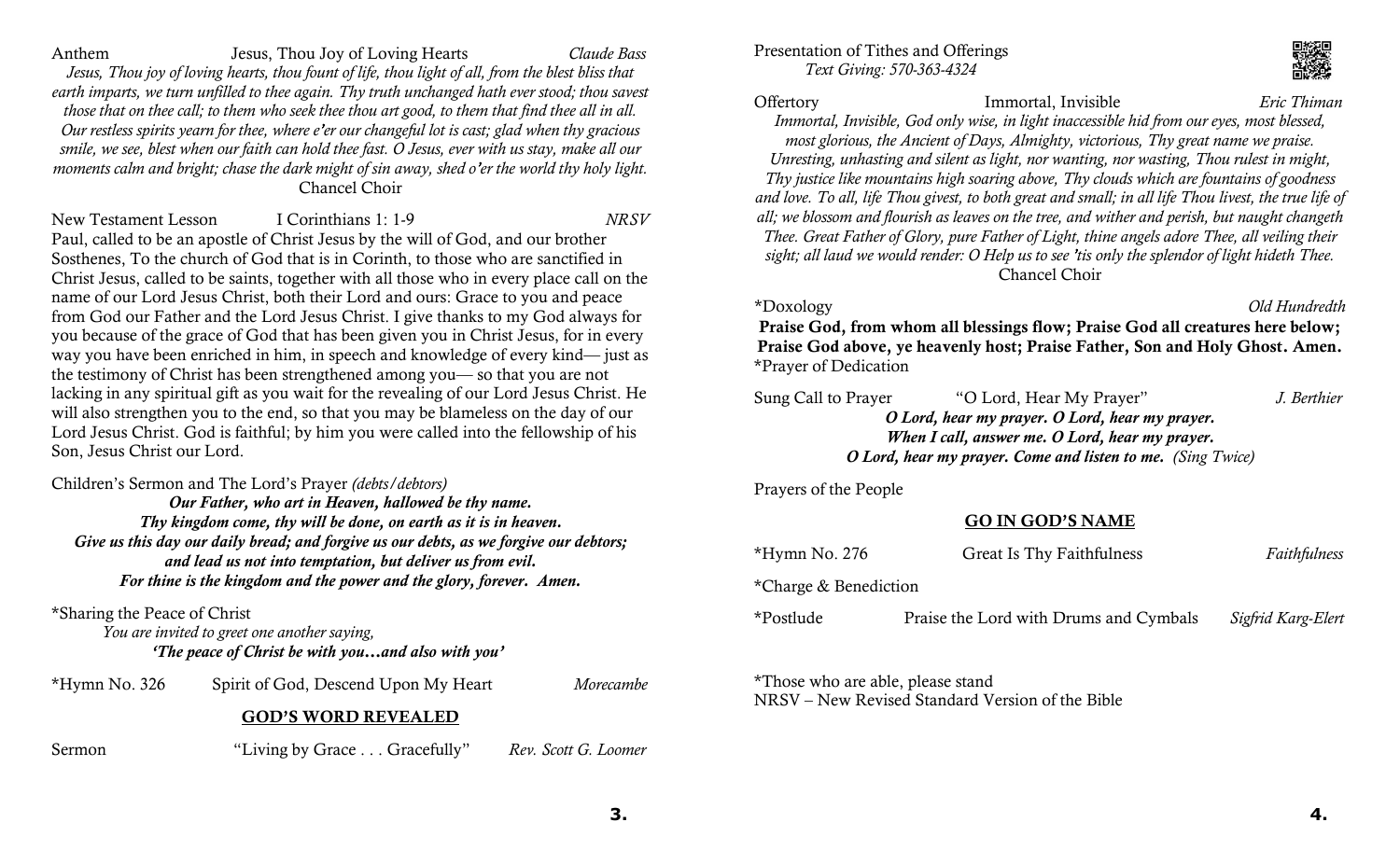Anthem Jesus, Thou Joy of Loving Hearts *Claude Bass*

*Jesus, Thou joy of loving hearts, thou fount of life, thou light of all, from the blest bliss that earth imparts, we turn unfilled to thee again. Thy truth unchanged hath ever stood; thou savest those that on thee call; to them who seek thee thou art good, to them that find thee all in all. Our restless spirits yearn for thee, where e'er our changeful lot is cast; glad when thy gracious smile, we see, blest when our faith can hold thee fast. O Jesus, ever with us stay, make all our moments calm and bright; chase the dark might of sin away, shed o'er the world thy holy light.*

Chancel Choir

New Testament Lesson I Corinthians 1: 1-9 *NRSV*

Paul, called to be an apostle of Christ Jesus by the will of God, and our brother Sosthenes, To the church of God that is in Corinth, to those who are sanctified in Christ Jesus, called to be saints, together with all those who in every place call on the name of our Lord Jesus Christ, both their Lord and ours: Grace to you and peace from God our Father and the Lord Jesus Christ. I give thanks to my God always for you because of the grace of God that has been given you in Christ Jesus, for in every way you have been enriched in him, in speech and knowledge of every kind— just as the testimony of Christ has been strengthened among you— so that you are not lacking in any spiritual gift as you wait for the revealing of our Lord Jesus Christ. He will also strengthen you to the end, so that you may be blameless on the day of our Lord Jesus Christ. God is faithful; by him you were called into the fellowship of his Son, Jesus Christ our Lord.

Children's Sermon and The Lord's Prayer *(debts/debtors)*

***Our Father, who art in Heaven, hallowed be thy name.***
***Thy kingdom come, thy will be done, on earth as it is in heaven.***
***Give us this day our daily bread; and forgive us our debts, as we forgive our debtors;***
***and lead us not into temptation, but deliver us from evil.***
***For thine is the kingdom and the power and the glory, forever. Amen.***

*Sharing the Peace of Christ

*You are invited to greet one another saying,*
***'The peace of Christ be with you…and also with you'***

*Hymn No. 326 Spirit of God, Descend Upon My Heart *Morecambe*

## GOD'S WORD REVEALED

Sermon "Living by Grace . . . Gracefully" *Rev. Scott G. Loomer*

Presentation of Tithes and Offerings
*Text Giving: 570-363-4324*

Offertory Immortal, Invisible *Eric Thiman*

*Immortal, Invisible, God only wise, in light inaccessible hid from our eyes, most blessed, most glorious, the Ancient of Days, Almighty, victorious, Thy great name we praise. Unresting, unhasting and silent as light, nor wanting, nor wasting, Thou rulest in might, Thy justice like mountains high soaring above, Thy clouds which are fountains of goodness and love. To all, life Thou givest, to both great and small; in all life Thou livest, the true life of all; we blossom and flourish as leaves on the tree, and wither and perish, but naught changeth Thee. Great Father of Glory, pure Father of Light, thine angels adore Thee, all veiling their sight; all laud we would render: O Help us to see 'tis only the splendor of light hideth Thee.*

Chancel Choir

*Doxology *Old Hundredth*

**Praise God, from whom all blessings flow; Praise God all creatures here below; Praise God above, ye heavenly host; Praise Father, Son and Holy Ghost. Amen.**

*Prayer of Dedication

Sung Call to Prayer "O Lord, Hear My Prayer" *J. Berthier*

***O Lord, hear my prayer. O Lord, hear my prayer.***
***When I call, answer me. O Lord, hear my prayer.***
***O Lord, hear my prayer. Come and listen to me.*** *(Sing Twice)*

Prayers of the People

## GO IN GOD'S NAME

*Hymn No. 276 Great Is Thy Faithfulness *Faithfulness*

*Charge & Benediction

*Postlude Praise the Lord with Drums and Cymbals *Sigfrid Karg-Elert*

*Those who are able, please stand
NRSV – New Revised Standard Version of the Bible